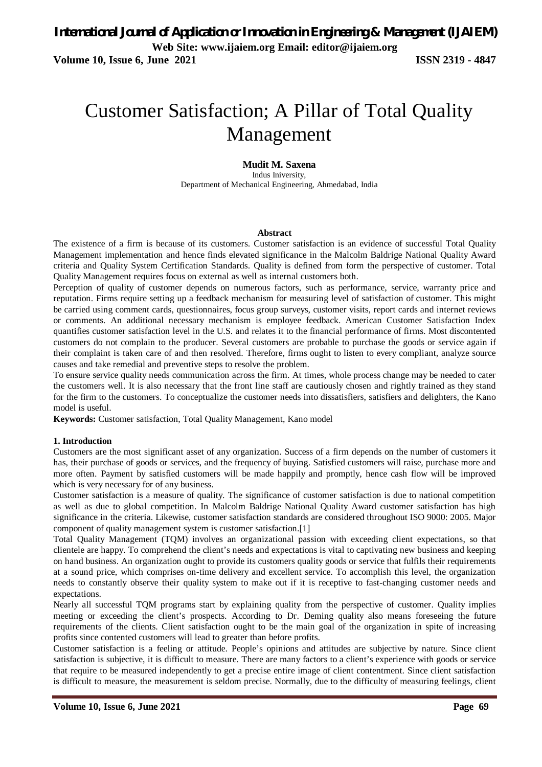# Customer Satisfaction; A Pillar of Total Quality Management

**Mudit M. Saxena**

Indus Iniversity,
Department of Mechanical Engineering, Ahmedabad, India

**Abstract**

The existence of a firm is because of its customers. Customer satisfaction is an evidence of successful Total Quality Management implementation and hence finds elevated significance in the Malcolm Baldrige National Quality Award criteria and Quality System Certification Standards. Quality is defined from form the perspective of customer. Total Quality Management requires focus on external as well as internal customers both.

Perception of quality of customer depends on numerous factors, such as performance, service, warranty price and reputation. Firms require setting up a feedback mechanism for measuring level of satisfaction of customer. This might be carried using comment cards, questionnaires, focus group surveys, customer visits, report cards and internet reviews or comments. An additional necessary mechanism is employee feedback. American Customer Satisfaction Index quantifies customer satisfaction level in the U.S. and relates it to the financial performance of firms. Most discontented customers do not complain to the producer. Several customers are probable to purchase the goods or service again if their complaint is taken care of and then resolved. Therefore, firms ought to listen to every compliant, analyze source causes and take remedial and preventive steps to resolve the problem.

To ensure service quality needs communication across the firm. At times, whole process change may be needed to cater the customers well. It is also necessary that the front line staff are cautiously chosen and rightly trained as they stand for the firm to the customers. To conceptualize the customer needs into dissatisfiers, satisfiers and delighters, the Kano model is useful.

**Keywords:** Customer satisfaction, Total Quality Management, Kano model

## 1. Introduction

Customers are the most significant asset of any organization. Success of a firm depends on the number of customers it has, their purchase of goods or services, and the frequency of buying. Satisfied customers will raise, purchase more and more often. Payment by satisfied customers will be made happily and promptly, hence cash flow will be improved which is very necessary for of any business.

Customer satisfaction is a measure of quality. The significance of customer satisfaction is due to national competition as well as due to global competition. In Malcolm Baldrige National Quality Award customer satisfaction has high significance in the criteria. Likewise, customer satisfaction standards are considered throughout ISO 9000: 2005. Major component of quality management system is customer satisfaction.[1]

Total Quality Management (TQM) involves an organizational passion with exceeding client expectations, so that clientele are happy. To comprehend the client's needs and expectations is vital to captivating new business and keeping on hand business. An organization ought to provide its customers quality goods or service that fulfils their requirements at a sound price, which comprises on-time delivery and excellent service. To accomplish this level, the organization needs to constantly observe their quality system to make out if it is receptive to fast-changing customer needs and expectations.

Nearly all successful TQM programs start by explaining quality from the perspective of customer. Quality implies meeting or exceeding the client's prospects. According to Dr. Deming quality also means foreseeing the future requirements of the clients. Client satisfaction ought to be the main goal of the organization in spite of increasing profits since contented customers will lead to greater than before profits.

Customer satisfaction is a feeling or attitude. People's opinions and attitudes are subjective by nature. Since client satisfaction is subjective, it is difficult to measure. There are many factors to a client's experience with goods or service that require to be measured independently to get a precise entire image of client contentment. Since client satisfaction is difficult to measure, the measurement is seldom precise. Normally, due to the difficulty of measuring feelings, client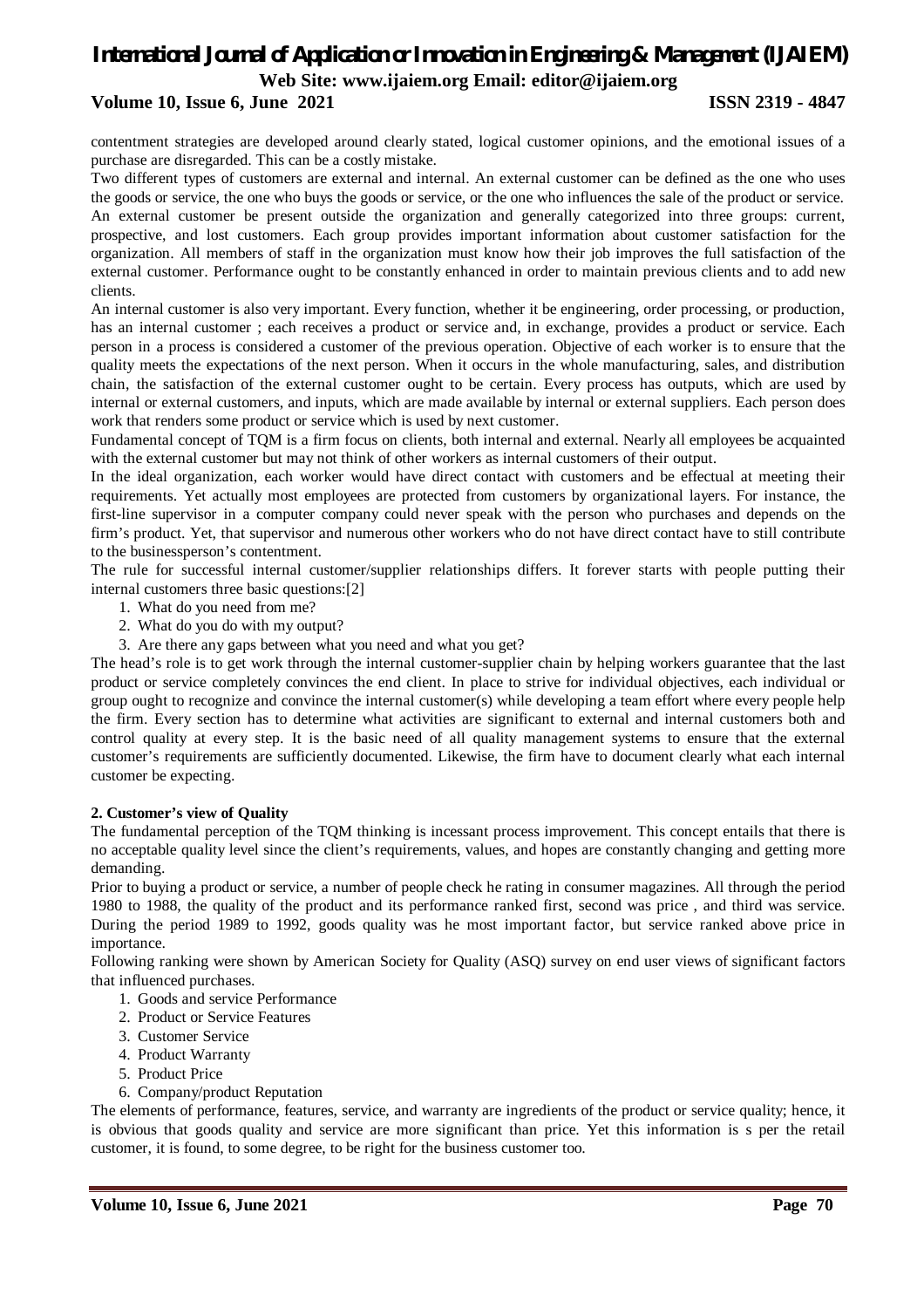contentment strategies are developed around clearly stated, logical customer opinions, and the emotional issues of a purchase are disregarded. This can be a costly mistake.

Two different types of customers are external and internal. An external customer can be defined as the one who uses the goods or service, the one who buys the goods or service, or the one who influences the sale of the product or service. An external customer be present outside the organization and generally categorized into three groups: current, prospective, and lost customers. Each group provides important information about customer satisfaction for the organization. All members of staff in the organization must know how their job improves the full satisfaction of the external customer. Performance ought to be constantly enhanced in order to maintain previous clients and to add new clients.

An internal customer is also very important. Every function, whether it be engineering, order processing, or production, has an internal customer ; each receives a product or service and, in exchange, provides a product or service. Each person in a process is considered a customer of the previous operation. Objective of each worker is to ensure that the quality meets the expectations of the next person. When it occurs in the whole manufacturing, sales, and distribution chain, the satisfaction of the external customer ought to be certain. Every process has outputs, which are used by internal or external customers, and inputs, which are made available by internal or external suppliers. Each person does work that renders some product or service which is used by next customer.

Fundamental concept of TQM is a firm focus on clients, both internal and external. Nearly all employees be acquainted with the external customer but may not think of other workers as internal customers of their output.

In the ideal organization, each worker would have direct contact with customers and be effectual at meeting their requirements. Yet actually most employees are protected from customers by organizational layers. For instance, the first-line supervisor in a computer company could never speak with the person who purchases and depends on the firm's product. Yet, that supervisor and numerous other workers who do not have direct contact have to still contribute to the businessperson's contentment.

The rule for successful internal customer/supplier relationships differs. It forever starts with people putting their internal customers three basic questions:[2]

1. What do you need from me?
2. What do you do with my output?
3. Are there any gaps between what you need and what you get?

The head's role is to get work through the internal customer-supplier chain by helping workers guarantee that the last product or service completely convinces the end client. In place to strive for individual objectives, each individual or group ought to recognize and convince the internal customer(s) while developing a team effort where every people help the firm. Every section has to determine what activities are significant to external and internal customers both and control quality at every step. It is the basic need of all quality management systems to ensure that the external customer's requirements are sufficiently documented. Likewise, the firm have to document clearly what each internal customer be expecting.

**2. Customer's view of Quality**

The fundamental perception of the TQM thinking is incessant process improvement. This concept entails that there is no acceptable quality level since the client's requirements, values, and hopes are constantly changing and getting more demanding.

Prior to buying a product or service, a number of people check he rating in consumer magazines. All through the period 1980 to 1988, the quality of the product and its performance ranked first, second was price , and third was service. During the period 1989 to 1992, goods quality was he most important factor, but service ranked above price in importance.

Following ranking were shown by American Society for Quality (ASQ) survey on end user views of significant factors that influenced purchases.

1. Goods and service Performance
2. Product or Service Features
3. Customer Service
4. Product Warranty
5. Product Price
6. Company/product Reputation

The elements of performance, features, service, and warranty are ingredients of the product or service quality; hence, it is obvious that goods quality and service are more significant than price. Yet this information is s per the retail customer, it is found, to some degree, to be right for the business customer too.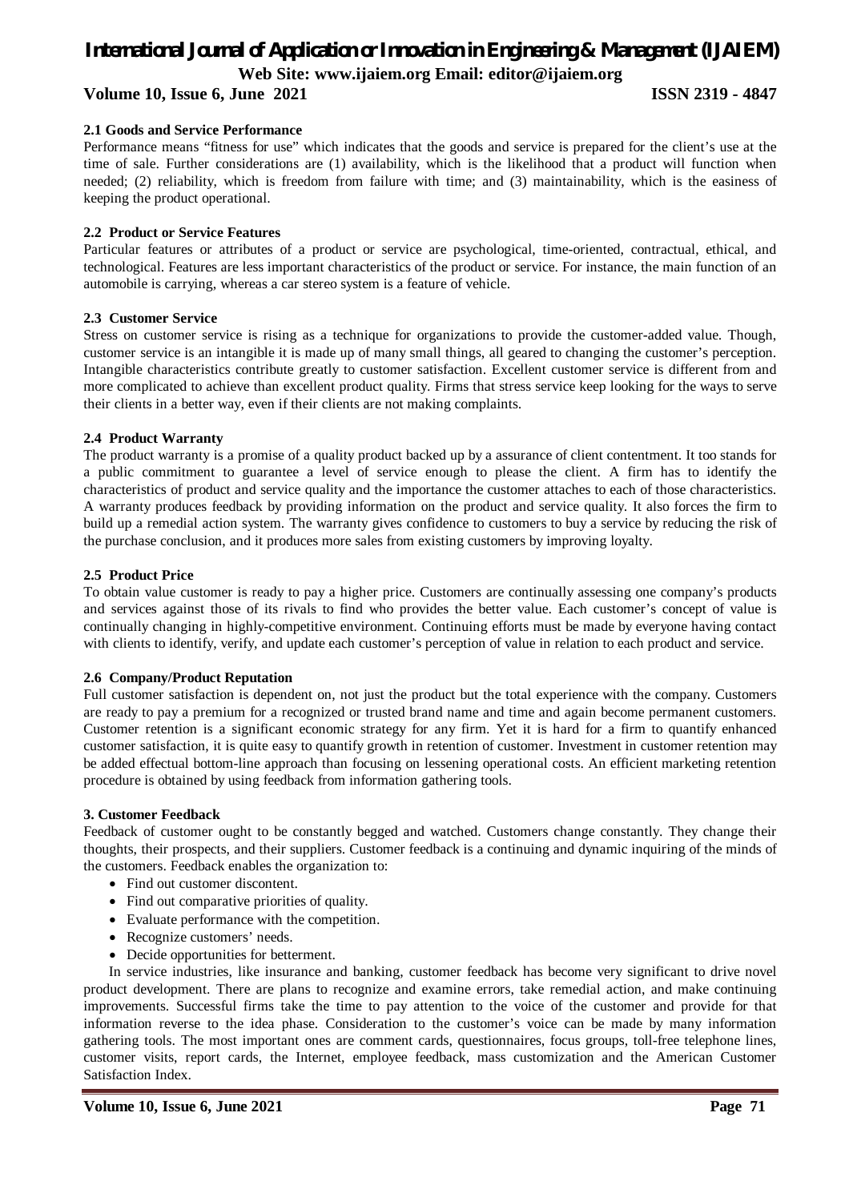### 2.1 Goods and Service Performance

Performance means "fitness for use" which indicates that the goods and service is prepared for the client's use at the time of sale. Further considerations are (1) availability, which is the likelihood that a product will function when needed; (2) reliability, which is freedom from failure with time; and (3) maintainability, which is the easiness of keeping the product operational.

### 2.2 Product or Service Features

Particular features or attributes of a product or service are psychological, time-oriented, contractual, ethical, and technological. Features are less important characteristics of the product or service. For instance, the main function of an automobile is carrying, whereas a car stereo system is a feature of vehicle.

### 2.3 Customer Service

Stress on customer service is rising as a technique for organizations to provide the customer-added value. Though, customer service is an intangible it is made up of many small things, all geared to changing the customer's perception. Intangible characteristics contribute greatly to customer satisfaction. Excellent customer service is different from and more complicated to achieve than excellent product quality. Firms that stress service keep looking for the ways to serve their clients in a better way, even if their clients are not making complaints.

### 2.4 Product Warranty

The product warranty is a promise of a quality product backed up by a assurance of client contentment. It too stands for a public commitment to guarantee a level of service enough to please the client. A firm has to identify the characteristics of product and service quality and the importance the customer attaches to each of those characteristics. A warranty produces feedback by providing information on the product and service quality. It also forces the firm to build up a remedial action system. The warranty gives confidence to customers to buy a service by reducing the risk of the purchase conclusion, and it produces more sales from existing customers by improving loyalty.

### 2.5 Product Price

To obtain value customer is ready to pay a higher price. Customers are continually assessing one company's products and services against those of its rivals to find who provides the better value. Each customer's concept of value is continually changing in highly-competitive environment. Continuing efforts must be made by everyone having contact with clients to identify, verify, and update each customer's perception of value in relation to each product and service.

### 2.6 Company/Product Reputation

Full customer satisfaction is dependent on, not just the product but the total experience with the company. Customers are ready to pay a premium for a recognized or trusted brand name and time and again become permanent customers. Customer retention is a significant economic strategy for any firm. Yet it is hard for a firm to quantify enhanced customer satisfaction, it is quite easy to quantify growth in retention of customer. Investment in customer retention may be added effectual bottom-line approach than focusing on lessening operational costs. An efficient marketing retention procedure is obtained by using feedback from information gathering tools.

## 3. Customer Feedback

Feedback of customer ought to be constantly begged and watched. Customers change constantly. They change their thoughts, their prospects, and their suppliers. Customer feedback is a continuing and dynamic inquiring of the minds of the customers. Feedback enables the organization to:

- Find out customer discontent.
- Find out comparative priorities of quality.
- Evaluate performance with the competition.
- Recognize customers' needs.
- Decide opportunities for betterment.

In service industries, like insurance and banking, customer feedback has become very significant to drive novel product development. There are plans to recognize and examine errors, take remedial action, and make continuing improvements. Successful firms take the time to pay attention to the voice of the customer and provide for that information reverse to the idea phase. Consideration to the customer's voice can be made by many information gathering tools. The most important ones are comment cards, questionnaires, focus groups, toll-free telephone lines, customer visits, report cards, the Internet, employee feedback, mass customization and the American Customer Satisfaction Index.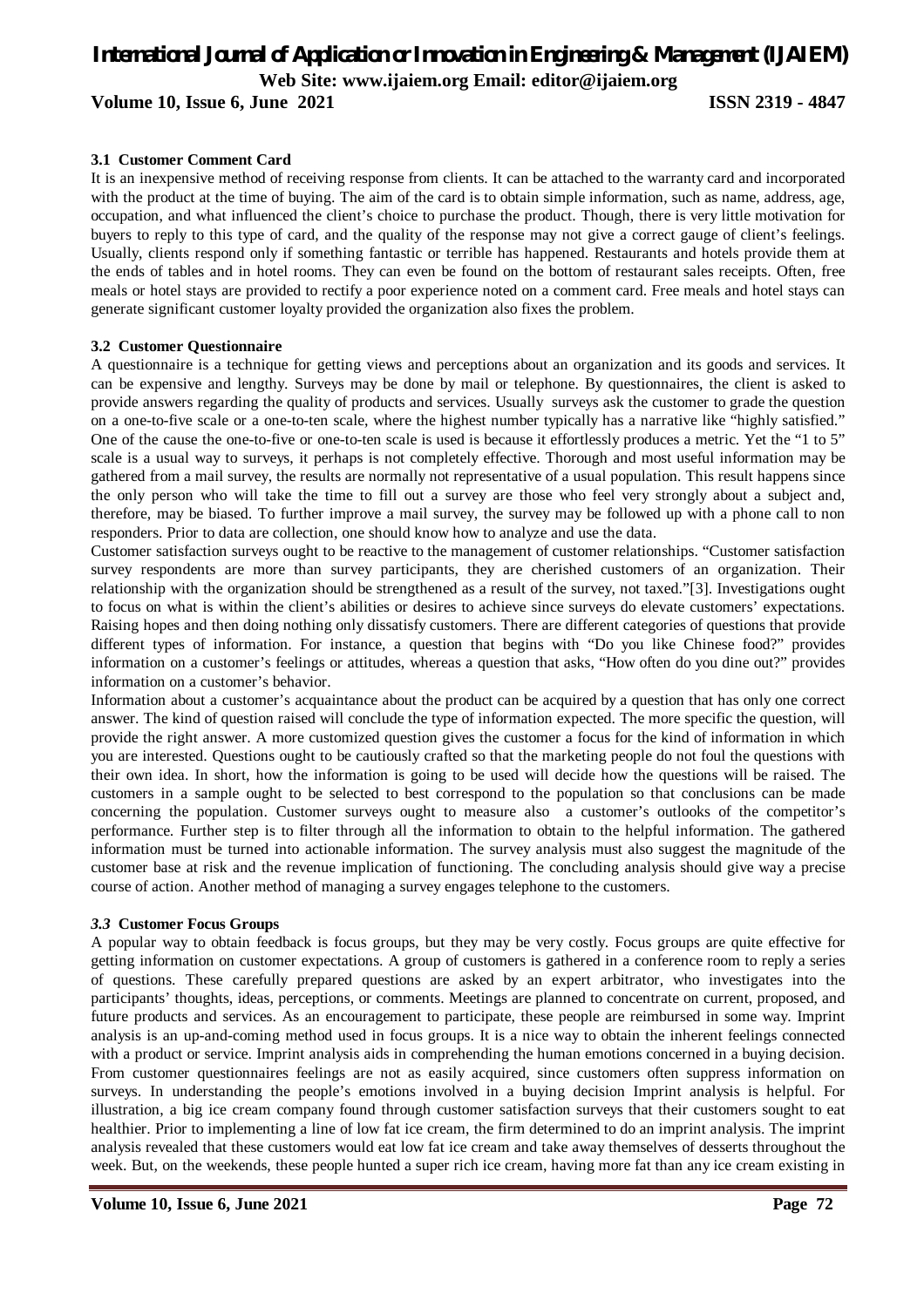### 3.1 Customer Comment Card

It is an inexpensive method of receiving response from clients. It can be attached to the warranty card and incorporated with the product at the time of buying. The aim of the card is to obtain simple information, such as name, address, age, occupation, and what influenced the client's choice to purchase the product. Though, there is very little motivation for buyers to reply to this type of card, and the quality of the response may not give a correct gauge of client's feelings. Usually, clients respond only if something fantastic or terrible has happened. Restaurants and hotels provide them at the ends of tables and in hotel rooms. They can even be found on the bottom of restaurant sales receipts. Often, free meals or hotel stays are provided to rectify a poor experience noted on a comment card. Free meals and hotel stays can generate significant customer loyalty provided the organization also fixes the problem.

### 3.2 Customer Questionnaire

A questionnaire is a technique for getting views and perceptions about an organization and its goods and services. It can be expensive and lengthy. Surveys may be done by mail or telephone. By questionnaires, the client is asked to provide answers regarding the quality of products and services. Usually surveys ask the customer to grade the question on a one-to-five scale or a one-to-ten scale, where the highest number typically has a narrative like "highly satisfied." One of the cause the one-to-five or one-to-ten scale is used is because it effortlessly produces a metric. Yet the "1 to 5" scale is a usual way to surveys, it perhaps is not completely effective. Thorough and most useful information may be gathered from a mail survey, the results are normally not representative of a usual population. This result happens since the only person who will take the time to fill out a survey are those who feel very strongly about a subject and, therefore, may be biased. To further improve a mail survey, the survey may be followed up with a phone call to non responders. Prior to data are collection, one should know how to analyze and use the data.

Customer satisfaction surveys ought to be reactive to the management of customer relationships. "Customer satisfaction survey respondents are more than survey participants, they are cherished customers of an organization. Their relationship with the organization should be strengthened as a result of the survey, not taxed."[3]. Investigations ought to focus on what is within the client's abilities or desires to achieve since surveys do elevate customers' expectations. Raising hopes and then doing nothing only dissatisfy customers. There are different categories of questions that provide different types of information. For instance, a question that begins with "Do you like Chinese food?" provides information on a customer's feelings or attitudes, whereas a question that asks, "How often do you dine out?" provides information on a customer's behavior.

Information about a customer's acquaintance about the product can be acquired by a question that has only one correct answer. The kind of question raised will conclude the type of information expected. The more specific the question, will provide the right answer. A more customized question gives the customer a focus for the kind of information in which you are interested. Questions ought to be cautiously crafted so that the marketing people do not foul the questions with their own idea. In short, how the information is going to be used will decide how the questions will be raised. The customers in a sample ought to be selected to best correspond to the population so that conclusions can be made concerning the population. Customer surveys ought to measure also a customer's outlooks of the competitor's performance. Further step is to filter through all the information to obtain to the helpful information. The gathered information must be turned into actionable information. The survey analysis must also suggest the magnitude of the customer base at risk and the revenue implication of functioning. The concluding analysis should give way a precise course of action. Another method of managing a survey engages telephone to the customers.

### *3.3* Customer Focus Groups

A popular way to obtain feedback is focus groups, but they may be very costly. Focus groups are quite effective for getting information on customer expectations. A group of customers is gathered in a conference room to reply a series of questions. These carefully prepared questions are asked by an expert arbitrator, who investigates into the participants' thoughts, ideas, perceptions, or comments. Meetings are planned to concentrate on current, proposed, and future products and services. As an encouragement to participate, these people are reimbursed in some way. Imprint analysis is an up-and-coming method used in focus groups. It is a nice way to obtain the inherent feelings connected with a product or service. Imprint analysis aids in comprehending the human emotions concerned in a buying decision. From customer questionnaires feelings are not as easily acquired, since customers often suppress information on surveys. In understanding the people's emotions involved in a buying decision Imprint analysis is helpful. For illustration, a big ice cream company found through customer satisfaction surveys that their customers sought to eat healthier. Prior to implementing a line of low fat ice cream, the firm determined to do an imprint analysis. The imprint analysis revealed that these customers would eat low fat ice cream and take away themselves of desserts throughout the week. But, on the weekends, these people hunted a super rich ice cream, having more fat than any ice cream existing in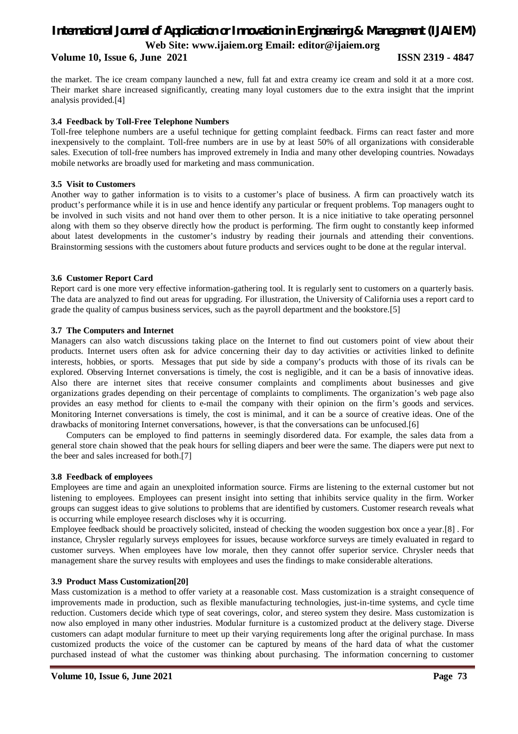the market. The ice cream company launched a new, full fat and extra creamy ice cream and sold it at a more cost. Their market share increased significantly, creating many loyal customers due to the extra insight that the imprint analysis provided.[4]

### 3.4 Feedback by Toll-Free Telephone Numbers

Toll-free telephone numbers are a useful technique for getting complaint feedback. Firms can react faster and more inexpensively to the complaint. Toll-free numbers are in use by at least 50% of all organizations with considerable sales. Execution of toll-free numbers has improved extremely in India and many other developing countries. Nowadays mobile networks are broadly used for marketing and mass communication.

### 3.5 Visit to Customers

Another way to gather information is to visits to a customer's place of business. A firm can proactively watch its product's performance while it is in use and hence identify any particular or frequent problems. Top managers ought to be involved in such visits and not hand over them to other person. It is a nice initiative to take operating personnel along with them so they observe directly how the product is performing. The firm ought to constantly keep informed about latest developments in the customer's industry by reading their journals and attending their conventions. Brainstorming sessions with the customers about future products and services ought to be done at the regular interval.

### 3.6 Customer Report Card

Report card is one more very effective information-gathering tool. It is regularly sent to customers on a quarterly basis. The data are analyzed to find out areas for upgrading. For illustration, the University of California uses a report card to grade the quality of campus business services, such as the payroll department and the bookstore.[5]

### 3.7 The Computers and Internet

Managers can also watch discussions taking place on the Internet to find out customers point of view about their products. Internet users often ask for advice concerning their day to day activities or activities linked to definite interests, hobbies, or sports. Messages that put side by side a company's products with those of its rivals can be explored. Observing Internet conversations is timely, the cost is negligible, and it can be a basis of innovative ideas. Also there are internet sites that receive consumer complaints and compliments about businesses and give organizations grades depending on their percentage of complaints to compliments. The organization's web page also provides an easy method for clients to e-mail the company with their opinion on the firm's goods and services. Monitoring Internet conversations is timely, the cost is minimal, and it can be a source of creative ideas. One of the drawbacks of monitoring Internet conversations, however, is that the conversations can be unfocused.[6]

Computers can be employed to find patterns in seemingly disordered data. For example, the sales data from a general store chain showed that the peak hours for selling diapers and beer were the same. The diapers were put next to the beer and sales increased for both.[7]

### 3.8 Feedback of employees

Employees are time and again an unexploited information source. Firms are listening to the external customer but not listening to employees. Employees can present insight into setting that inhibits service quality in the firm. Worker groups can suggest ideas to give solutions to problems that are identified by customers. Customer research reveals what is occurring while employee research discloses why it is occurring.

Employee feedback should be proactively solicited, instead of checking the wooden suggestion box once a year.[8] . For instance, Chrysler regularly surveys employees for issues, because workforce surveys are timely evaluated in regard to customer surveys. When employees have low morale, then they cannot offer superior service. Chrysler needs that management share the survey results with employees and uses the findings to make considerable alterations.

### 3.9 Product Mass Customization[20]

Mass customization is a method to offer variety at a reasonable cost. Mass customization is a straight consequence of improvements made in production, such as flexible manufacturing technologies, just-in-time systems, and cycle time reduction. Customers decide which type of seat coverings, color, and stereo system they desire. Mass customization is now also employed in many other industries. Modular furniture is a customized product at the delivery stage. Diverse customers can adapt modular furniture to meet up their varying requirements long after the original purchase. In mass customized products the voice of the customer can be captured by means of the hard data of what the customer purchased instead of what the customer was thinking about purchasing. The information concerning to customer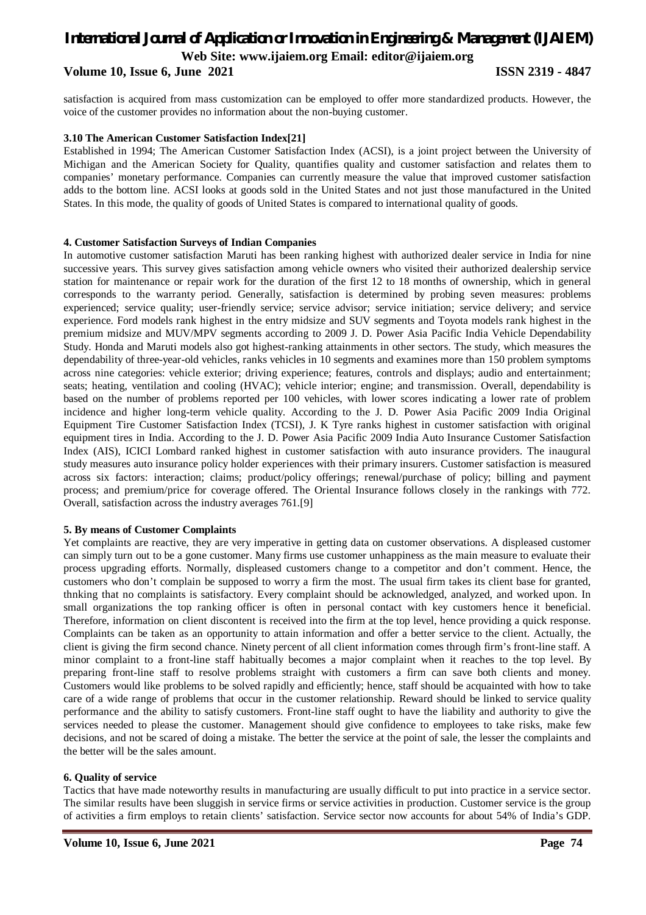satisfaction is acquired from mass customization can be employed to offer more standardized products. However, the voice of the customer provides no information about the non-buying customer.

### 3.10 The American Customer Satisfaction Index[21]

Established in 1994; The American Customer Satisfaction Index (ACSI), is a joint project between the University of Michigan and the American Society for Quality, quantifies quality and customer satisfaction and relates them to companies' monetary performance. Companies can currently measure the value that improved customer satisfaction adds to the bottom line. ACSI looks at goods sold in the United States and not just those manufactured in the United States. In this mode, the quality of goods of United States is compared to international quality of goods.

## 4. Customer Satisfaction Surveys of Indian Companies

In automotive customer satisfaction Maruti has been ranking highest with authorized dealer service in India for nine successive years. This survey gives satisfaction among vehicle owners who visited their authorized dealership service station for maintenance or repair work for the duration of the first 12 to 18 months of ownership, which in general corresponds to the warranty period. Generally, satisfaction is determined by probing seven measures: problems experienced; service quality; user-friendly service; service advisor; service initiation; service delivery; and service experience. Ford models rank highest in the entry midsize and SUV segments and Toyota models rank highest in the premium midsize and MUV/MPV segments according to 2009 J. D. Power Asia Pacific India Vehicle Dependability Study. Honda and Maruti models also got highest-ranking attainments in other sectors. The study, which measures the dependability of three-year-old vehicles, ranks vehicles in 10 segments and examines more than 150 problem symptoms across nine categories: vehicle exterior; driving experience; features, controls and displays; audio and entertainment; seats; heating, ventilation and cooling (HVAC); vehicle interior; engine; and transmission. Overall, dependability is based on the number of problems reported per 100 vehicles, with lower scores indicating a lower rate of problem incidence and higher long-term vehicle quality. According to the J. D. Power Asia Pacific 2009 India Original Equipment Tire Customer Satisfaction Index (TCSI), J. K Tyre ranks highest in customer satisfaction with original equipment tires in India. According to the J. D. Power Asia Pacific 2009 India Auto Insurance Customer Satisfaction Index (AIS), ICICI Lombard ranked highest in customer satisfaction with auto insurance providers. The inaugural study measures auto insurance policy holder experiences with their primary insurers. Customer satisfaction is measured across six factors: interaction; claims; product/policy offerings; renewal/purchase of policy; billing and payment process; and premium/price for coverage offered. The Oriental Insurance follows closely in the rankings with 772. Overall, satisfaction across the industry averages 761.[9]

## 5. By means of Customer Complaints

Yet complaints are reactive, they are very imperative in getting data on customer observations. A displeased customer can simply turn out to be a gone customer. Many firms use customer unhappiness as the main measure to evaluate their process upgrading efforts. Normally, displeased customers change to a competitor and don't comment. Hence, the customers who don't complain be supposed to worry a firm the most. The usual firm takes its client base for granted, thnking that no complaints is satisfactory. Every complaint should be acknowledged, analyzed, and worked upon. In small organizations the top ranking officer is often in personal contact with key customers hence it beneficial. Therefore, information on client discontent is received into the firm at the top level, hence providing a quick response. Complaints can be taken as an opportunity to attain information and offer a better service to the client. Actually, the client is giving the firm second chance. Ninety percent of all client information comes through firm's front-line staff. A minor complaint to a front-line staff habitually becomes a major complaint when it reaches to the top level. By preparing front-line staff to resolve problems straight with customers a firm can save both clients and money. Customers would like problems to be solved rapidly and efficiently; hence, staff should be acquainted with how to take care of a wide range of problems that occur in the customer relationship. Reward should be linked to service quality performance and the ability to satisfy customers. Front-line staff ought to have the liability and authority to give the services needed to please the customer. Management should give confidence to employees to take risks, make few decisions, and not be scared of doing a mistake. The better the service at the point of sale, the lesser the complaints and the better will be the sales amount.

## 6. Quality of service

Tactics that have made noteworthy results in manufacturing are usually difficult to put into practice in a service sector. The similar results have been sluggish in service firms or service activities in production. Customer service is the group of activities a firm employs to retain clients' satisfaction. Service sector now accounts for about 54% of India's GDP.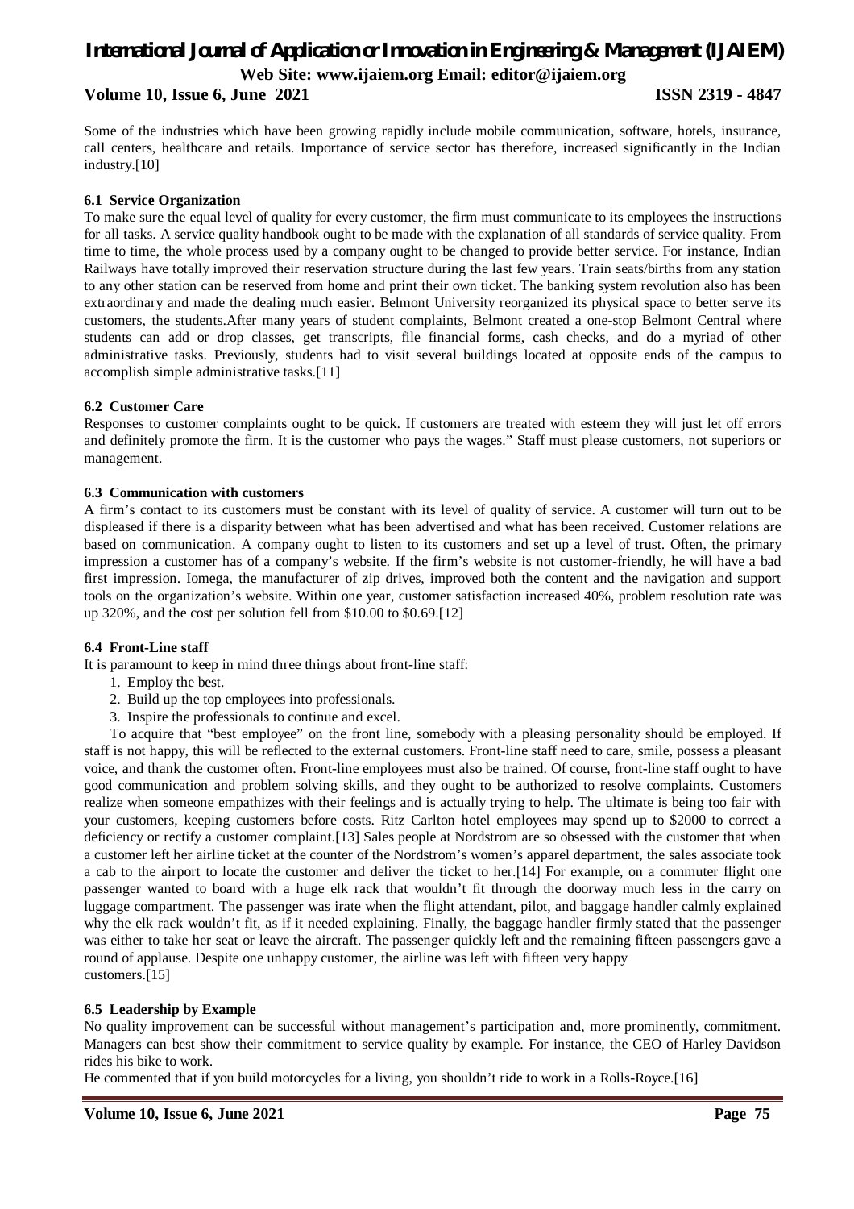Some of the industries which have been growing rapidly include mobile communication, software, hotels, insurance, call centers, healthcare and retails. Importance of service sector has therefore, increased significantly in the Indian industry.[10]

### 6.1 Service Organization

To make sure the equal level of quality for every customer, the firm must communicate to its employees the instructions for all tasks. A service quality handbook ought to be made with the explanation of all standards of service quality. From time to time, the whole process used by a company ought to be changed to provide better service. For instance, Indian Railways have totally improved their reservation structure during the last few years. Train seats/births from any station to any other station can be reserved from home and print their own ticket. The banking system revolution also has been extraordinary and made the dealing much easier. Belmont University reorganized its physical space to better serve its customers, the students.After many years of student complaints, Belmont created a one-stop Belmont Central where students can add or drop classes, get transcripts, file financial forms, cash checks, and do a myriad of other administrative tasks. Previously, students had to visit several buildings located at opposite ends of the campus to accomplish simple administrative tasks.[11]

### 6.2 Customer Care

Responses to customer complaints ought to be quick. If customers are treated with esteem they will just let off errors and definitely promote the firm. It is the customer who pays the wages." Staff must please customers, not superiors or management.

### 6.3 Communication with customers

A firm's contact to its customers must be constant with its level of quality of service. A customer will turn out to be displeased if there is a disparity between what has been advertised and what has been received. Customer relations are based on communication. A company ought to listen to its customers and set up a level of trust. Often, the primary impression a customer has of a company's website. If the firm's website is not customer-friendly, he will have a bad first impression. Iomega, the manufacturer of zip drives, improved both the content and the navigation and support tools on the organization's website. Within one year, customer satisfaction increased 40%, problem resolution rate was up 320%, and the cost per solution fell from $10.00 to $0.69.[12]

### 6.4 Front-Line staff

It is paramount to keep in mind three things about front-line staff:

1. Employ the best.
2. Build up the top employees into professionals.
3. Inspire the professionals to continue and excel.

To acquire that "best employee" on the front line, somebody with a pleasing personality should be employed. If staff is not happy, this will be reflected to the external customers. Front-line staff need to care, smile, possess a pleasant voice, and thank the customer often. Front-line employees must also be trained. Of course, front-line staff ought to have good communication and problem solving skills, and they ought to be authorized to resolve complaints. Customers realize when someone empathizes with their feelings and is actually trying to help. The ultimate is being too fair with your customers, keeping customers before costs. Ritz Carlton hotel employees may spend up to $2000 to correct a deficiency or rectify a customer complaint.[13] Sales people at Nordstrom are so obsessed with the customer that when a customer left her airline ticket at the counter of the Nordstrom's women's apparel department, the sales associate took a cab to the airport to locate the customer and deliver the ticket to her.[14] For example, on a commuter flight one passenger wanted to board with a huge elk rack that wouldn't fit through the doorway much less in the carry on luggage compartment. The passenger was irate when the flight attendant, pilot, and baggage handler calmly explained why the elk rack wouldn't fit, as if it needed explaining. Finally, the baggage handler firmly stated that the passenger was either to take her seat or leave the aircraft. The passenger quickly left and the remaining fifteen passengers gave a round of applause. Despite one unhappy customer, the airline was left with fifteen very happy customers.[15]

### 6.5 Leadership by Example

No quality improvement can be successful without management's participation and, more prominently, commitment. Managers can best show their commitment to service quality by example. For instance, the CEO of Harley Davidson rides his bike to work.

He commented that if you build motorcycles for a living, you shouldn't ride to work in a Rolls-Royce.[16]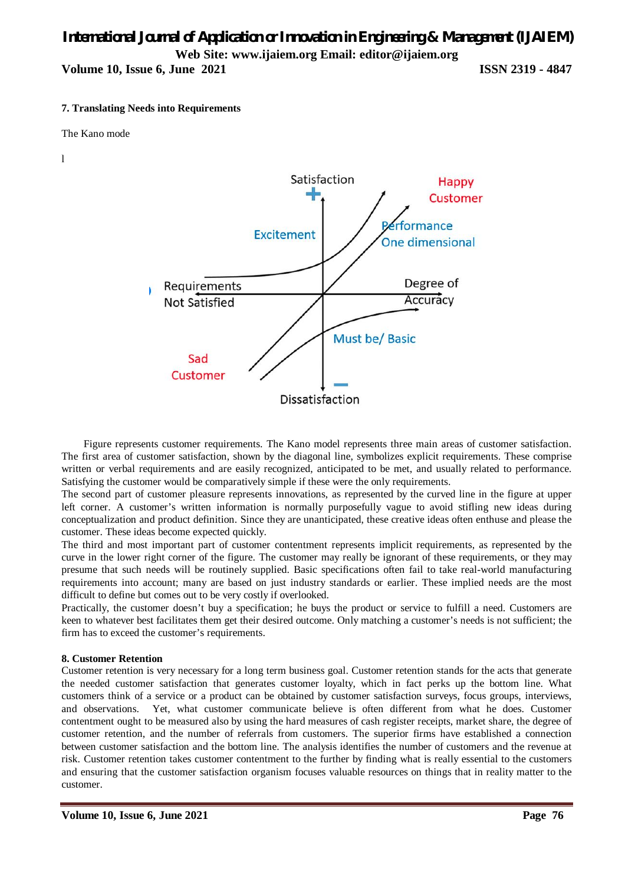### 7. Translating Needs into Requirements

The Kano mode

l

Figure represents customer requirements. The Kano model represents three main areas of customer satisfaction. The first area of customer satisfaction, shown by the diagonal line, symbolizes explicit requirements. These comprise written or verbal requirements and are easily recognized, anticipated to be met, and usually related to performance. Satisfying the customer would be comparatively simple if these were the only requirements.

The second part of customer pleasure represents innovations, as represented by the curved line in the figure at upper left corner. A customer's written information is normally purposefully vague to avoid stifling new ideas during conceptualization and product definition. Since they are unanticipated, these creative ideas often enthuse and please the customer. These ideas become expected quickly.

The third and most important part of customer contentment represents implicit requirements, as represented by the curve in the lower right corner of the figure. The customer may really be ignorant of these requirements, or they may presume that such needs will be routinely supplied. Basic specifications often fail to take real-world manufacturing requirements into account; many are based on just industry standards or earlier. These implied needs are the most difficult to define but comes out to be very costly if overlooked.

Practically, the customer doesn't buy a specification; he buys the product or service to fulfill a need. Customers are keen to whatever best facilitates them get their desired outcome. Only matching a customer's needs is not sufficient; the firm has to exceed the customer's requirements.

### 8. Customer Retention

Customer retention is very necessary for a long term business goal. Customer retention stands for the acts that generate the needed customer satisfaction that generates customer loyalty, which in fact perks up the bottom line. What customers think of a service or a product can be obtained by customer satisfaction surveys, focus groups, interviews, and observations. Yet, what customer communicate believe is often different from what he does. Customer contentment ought to be measured also by using the hard measures of cash register receipts, market share, the degree of customer retention, and the number of referrals from customers. The superior firms have established a connection between customer satisfaction and the bottom line. The analysis identifies the number of customers and the revenue at risk. Customer retention takes customer contentment to the further by finding what is really essential to the customers and ensuring that the customer satisfaction organism focuses valuable resources on things that in reality matter to the customer.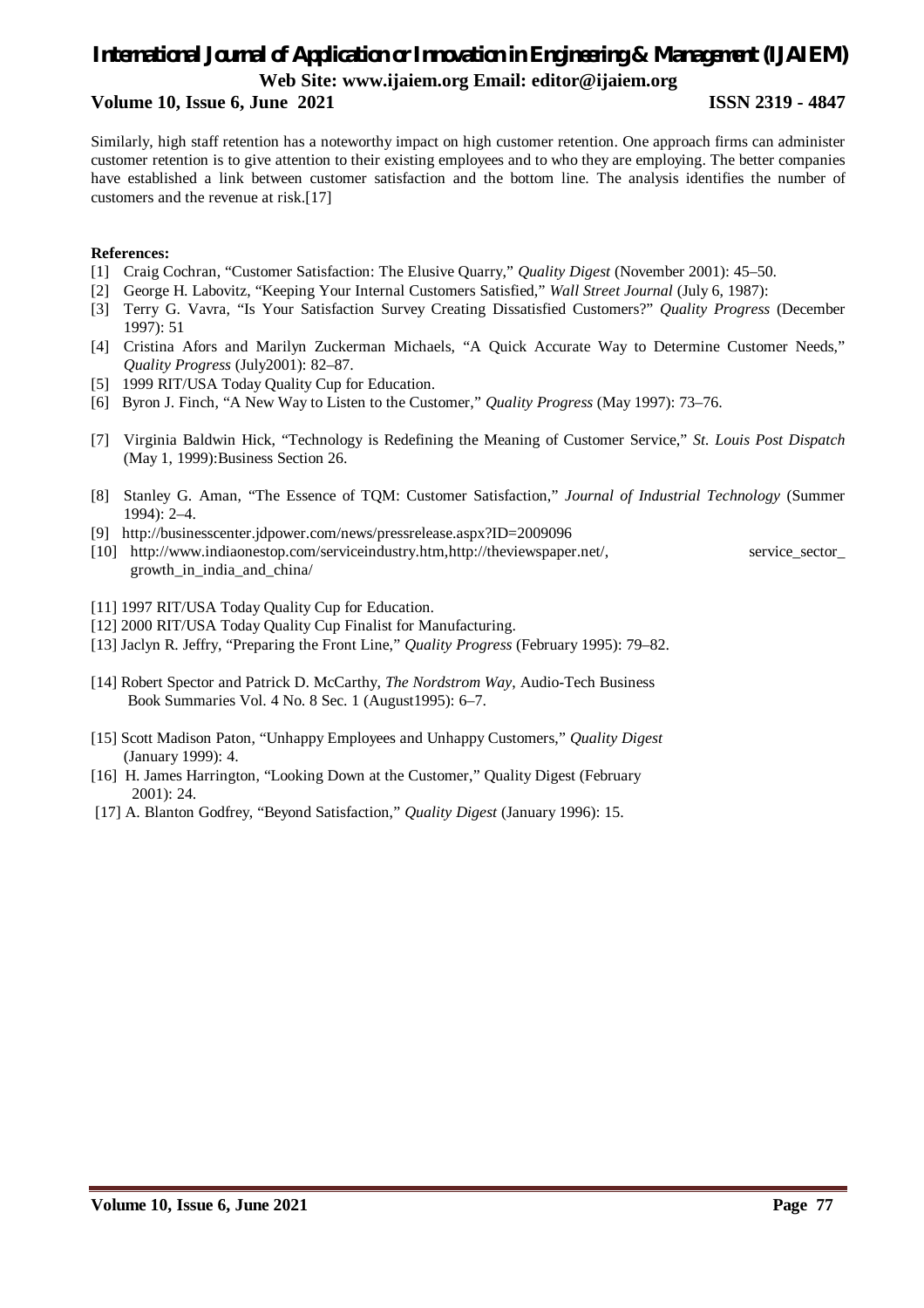Similarly, high staff retention has a noteworthy impact on high customer retention. One approach firms can administer customer retention is to give attention to their existing employees and to who they are employing. The better companies have established a link between customer satisfaction and the bottom line. The analysis identifies the number of customers and the revenue at risk.[17]

**References:**

[1] Craig Cochran, "Customer Satisfaction: The Elusive Quarry," *Quality Digest* (November 2001): 45–50.

[2] George H. Labovitz, "Keeping Your Internal Customers Satisfied," *Wall Street Journal* (July 6, 1987):

[3] Terry G. Vavra, "Is Your Satisfaction Survey Creating Dissatisfied Customers?" *Quality Progress* (December 1997): 51

[4] Cristina Afors and Marilyn Zuckerman Michaels, "A Quick Accurate Way to Determine Customer Needs," *Quality Progress* (July2001): 82–87.

[5] 1999 RIT/USA Today Quality Cup for Education.

[6] Byron J. Finch, "A New Way to Listen to the Customer," *Quality Progress* (May 1997): 73–76.

[7] Virginia Baldwin Hick, "Technology is Redefining the Meaning of Customer Service," *St. Louis Post Dispatch* (May 1, 1999):Business Section 26.

[8] Stanley G. Aman, "The Essence of TQM: Customer Satisfaction," *Journal of Industrial Technology* (Summer 1994): 2–4.

[9] http://businesscenter.jdpower.com/news/pressrelease.aspx?ID=2009096

[10] http://www.indiaonestop.com/serviceindustry.htm,http://theviewspaper.net/, service_sector_growth_in_india_and_china/

[11] 1997 RIT/USA Today Quality Cup for Education.

[12] 2000 RIT/USA Today Quality Cup Finalist for Manufacturing.

[13] Jaclyn R. Jeffry, "Preparing the Front Line," *Quality Progress* (February 1995): 79–82.

[14] Robert Spector and Patrick D. McCarthy, *The Nordstrom Way*, Audio-Tech Business Book Summaries Vol. 4 No. 8 Sec. 1 (August1995): 6–7.

[15] Scott Madison Paton, "Unhappy Employees and Unhappy Customers," *Quality Digest* (January 1999): 4.

[16] H. James Harrington, "Looking Down at the Customer," Quality Digest (February 2001): 24.

[17] A. Blanton Godfrey, "Beyond Satisfaction," *Quality Digest* (January 1996): 15.